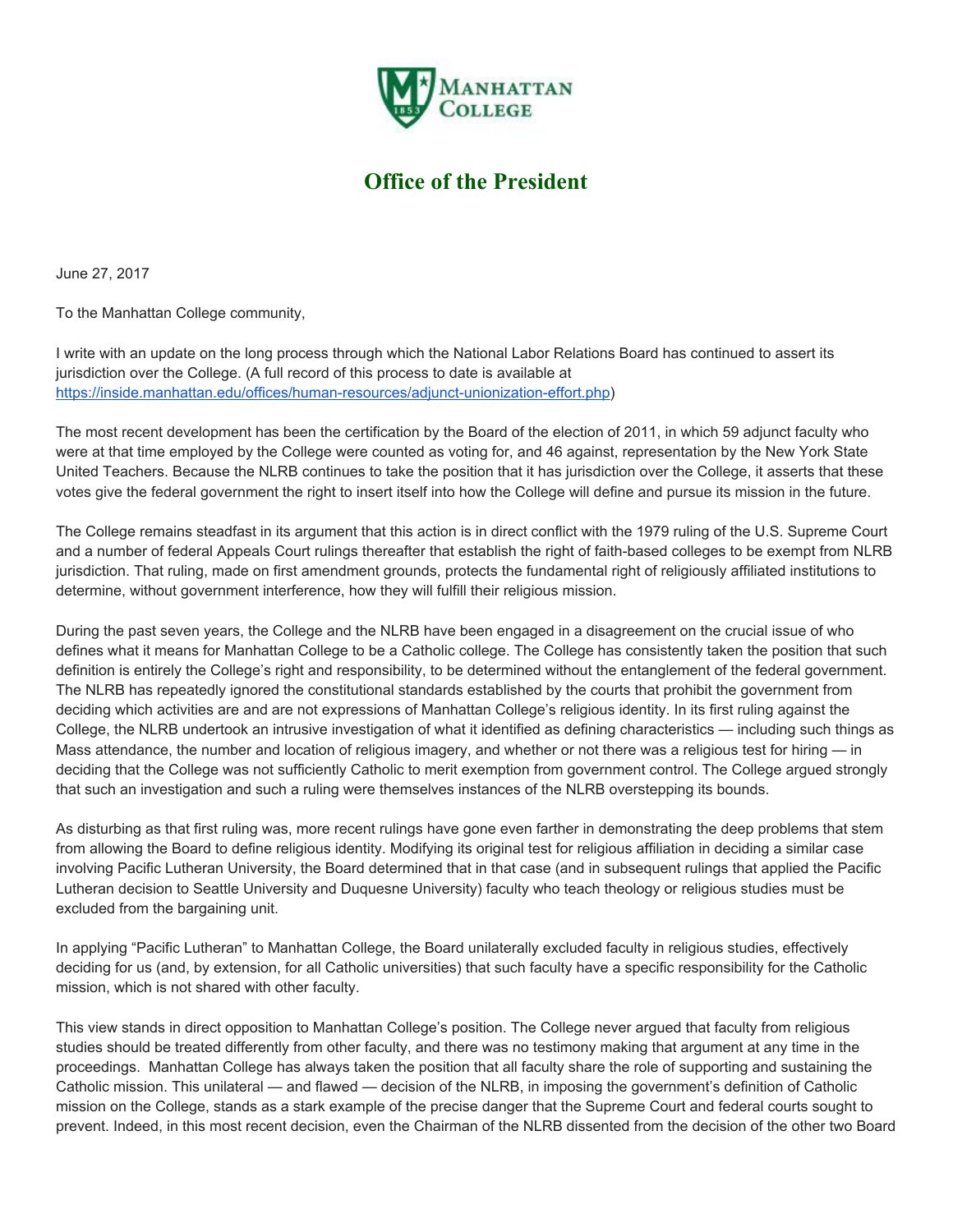# Office of the President

June 27, 2017

To the Manhattan College community,

I write with an update on the long process through which the National Labor Relations Board has continued to assert its jurisdiction over the College. (A full record of this process to date is available at [https://inside.manhattan.edu/offices/human-resources/adjunct-unionization-effort.php](https://inside.manhattan.edu/offices/human-resources/adjunct-unionization-effort.php))

The most recent development has been the certification by the Board of the election of 2011, in which 59 adjunct faculty who were at that time employed by the College were counted as voting for, and 46 against, representation by the New York State United Teachers. Because the NLRB continues to take the position that it has jurisdiction over the College, it asserts that these votes give the federal government the right to insert itself into how the College will define and pursue its mission in the future.

The College remains steadfast in its argument that this action is in direct conflict with the 1979 ruling of the U.S. Supreme Court and a number of federal Appeals Court rulings thereafter that establish the right of faith-based colleges to be exempt from NLRB jurisdiction. That ruling, made on first amendment grounds, protects the fundamental right of religiously affiliated institutions to determine, without government interference, how they will fulfill their religious mission.

During the past seven years, the College and the NLRB have been engaged in a disagreement on the crucial issue of who defines what it means for Manhattan College to be a Catholic college. The College has consistently taken the position that such definition is entirely the College's right and responsibility, to be determined without the entanglement of the federal government. The NLRB has repeatedly ignored the constitutional standards established by the courts that prohibit the government from deciding which activities are and are not expressions of Manhattan College's religious identity. In its first ruling against the College, the NLRB undertook an intrusive investigation of what it identified as defining characteristics — including such things as Mass attendance, the number and location of religious imagery, and whether or not there was a religious test for hiring — in deciding that the College was not sufficiently Catholic to merit exemption from government control. The College argued strongly that such an investigation and such a ruling were themselves instances of the NLRB overstepping its bounds.

As disturbing as that first ruling was, more recent rulings have gone even farther in demonstrating the deep problems that stem from allowing the Board to define religious identity. Modifying its original test for religious affiliation in deciding a similar case involving Pacific Lutheran University, the Board determined that in that case (and in subsequent rulings that applied the Pacific Lutheran decision to Seattle University and Duquesne University) faculty who teach theology or religious studies must be excluded from the bargaining unit.

In applying "Pacific Lutheran" to Manhattan College, the Board unilaterally excluded faculty in religious studies, effectively deciding for us (and, by extension, for all Catholic universities) that such faculty have a specific responsibility for the Catholic mission, which is not shared with other faculty.

This view stands in direct opposition to Manhattan College's position. The College never argued that faculty from religious studies should be treated differently from other faculty, and there was no testimony making that argument at any time in the proceedings. Manhattan College has always taken the position that all faculty share the role of supporting and sustaining the Catholic mission. This unilateral — and flawed — decision of the NLRB, in imposing the government's definition of Catholic mission on the College, stands as a stark example of the precise danger that the Supreme Court and federal courts sought to prevent. Indeed, in this most recent decision, even the Chairman of the NLRB dissented from the decision of the other two Board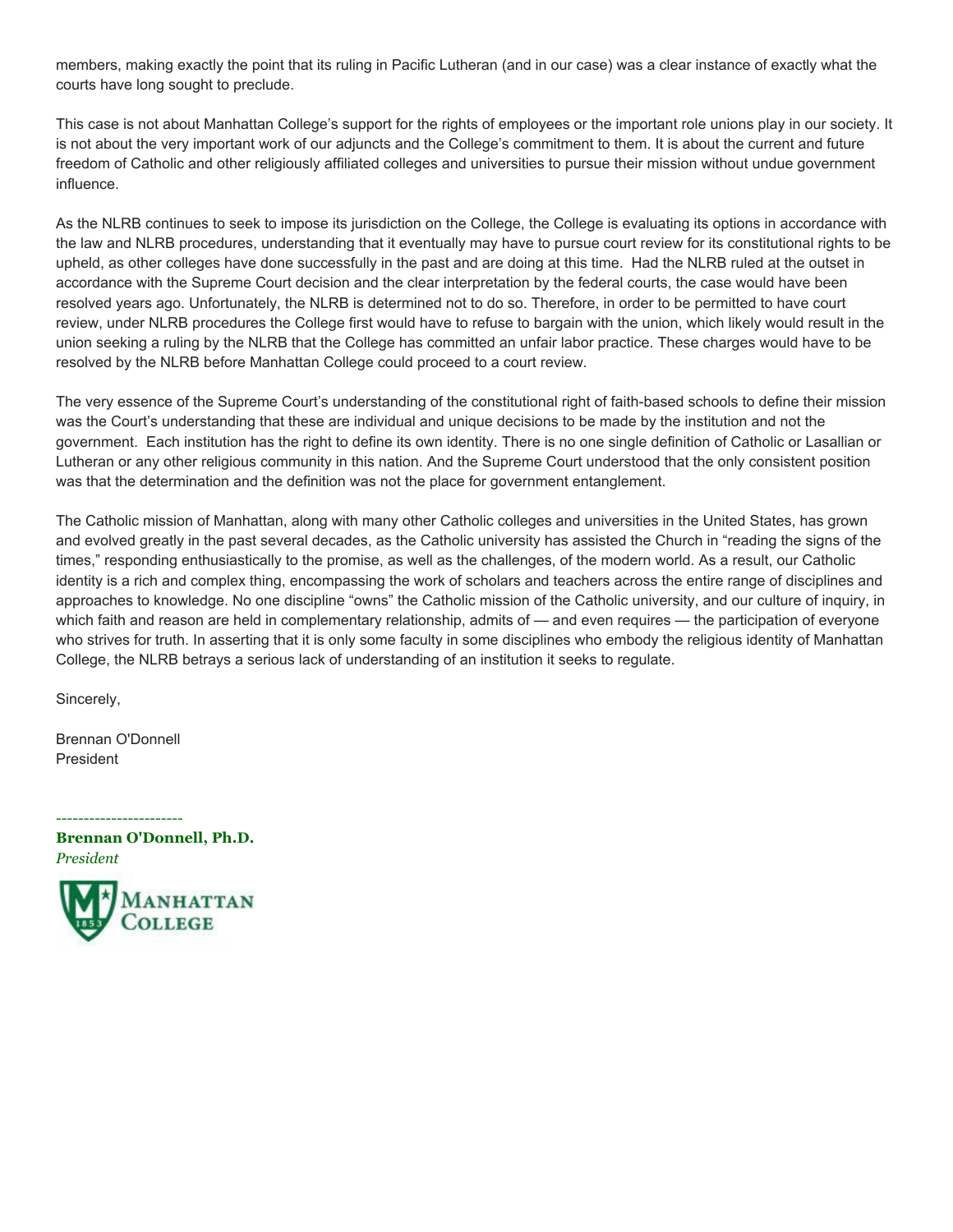members, making exactly the point that its ruling in Pacific Lutheran (and in our case) was a clear instance of exactly what the courts have long sought to preclude.

This case is not about Manhattan College's support for the rights of employees or the important role unions play in our society. It is not about the very important work of our adjuncts and the College's commitment to them. It is about the current and future freedom of Catholic and other religiously affiliated colleges and universities to pursue their mission without undue government influence.

As the NLRB continues to seek to impose its jurisdiction on the College, the College is evaluating its options in accordance with the law and NLRB procedures, understanding that it eventually may have to pursue court review for its constitutional rights to be upheld, as other colleges have done successfully in the past and are doing at this time. Had the NLRB ruled at the outset in accordance with the Supreme Court decision and the clear interpretation by the federal courts, the case would have been resolved years ago. Unfortunately, the NLRB is determined not to do so. Therefore, in order to be permitted to have court review, under NLRB procedures the College first would have to refuse to bargain with the union, which likely would result in the union seeking a ruling by the NLRB that the College has committed an unfair labor practice. These charges would have to be resolved by the NLRB before Manhattan College could proceed to a court review.

The very essence of the Supreme Court's understanding of the constitutional right of faith-based schools to define their mission was the Court's understanding that these are individual and unique decisions to be made by the institution and not the government. Each institution has the right to define its own identity. There is no one single definition of Catholic or Lasallian or Lutheran or any other religious community in this nation. And the Supreme Court understood that the only consistent position was that the determination and the definition was not the place for government entanglement.

The Catholic mission of Manhattan, along with many other Catholic colleges and universities in the United States, has grown and evolved greatly in the past several decades, as the Catholic university has assisted the Church in "reading the signs of the times," responding enthusiastically to the promise, as well as the challenges, of the modern world. As a result, our Catholic identity is a rich and complex thing, encompassing the work of scholars and teachers across the entire range of disciplines and approaches to knowledge. No one discipline "owns" the Catholic mission of the Catholic university, and our culture of inquiry, in which faith and reason are held in complementary relationship, admits of — and even requires — the participation of everyone who strives for truth. In asserting that it is only some faculty in some disciplines who embody the religious identity of Manhattan College, the NLRB betrays a serious lack of understanding of an institution it seeks to regulate.

Sincerely,

Brennan O'Donnell
President

-----------------------

**Brennan O'Donnell, Ph.D.**
*President*

MANHATTAN COLLEGE